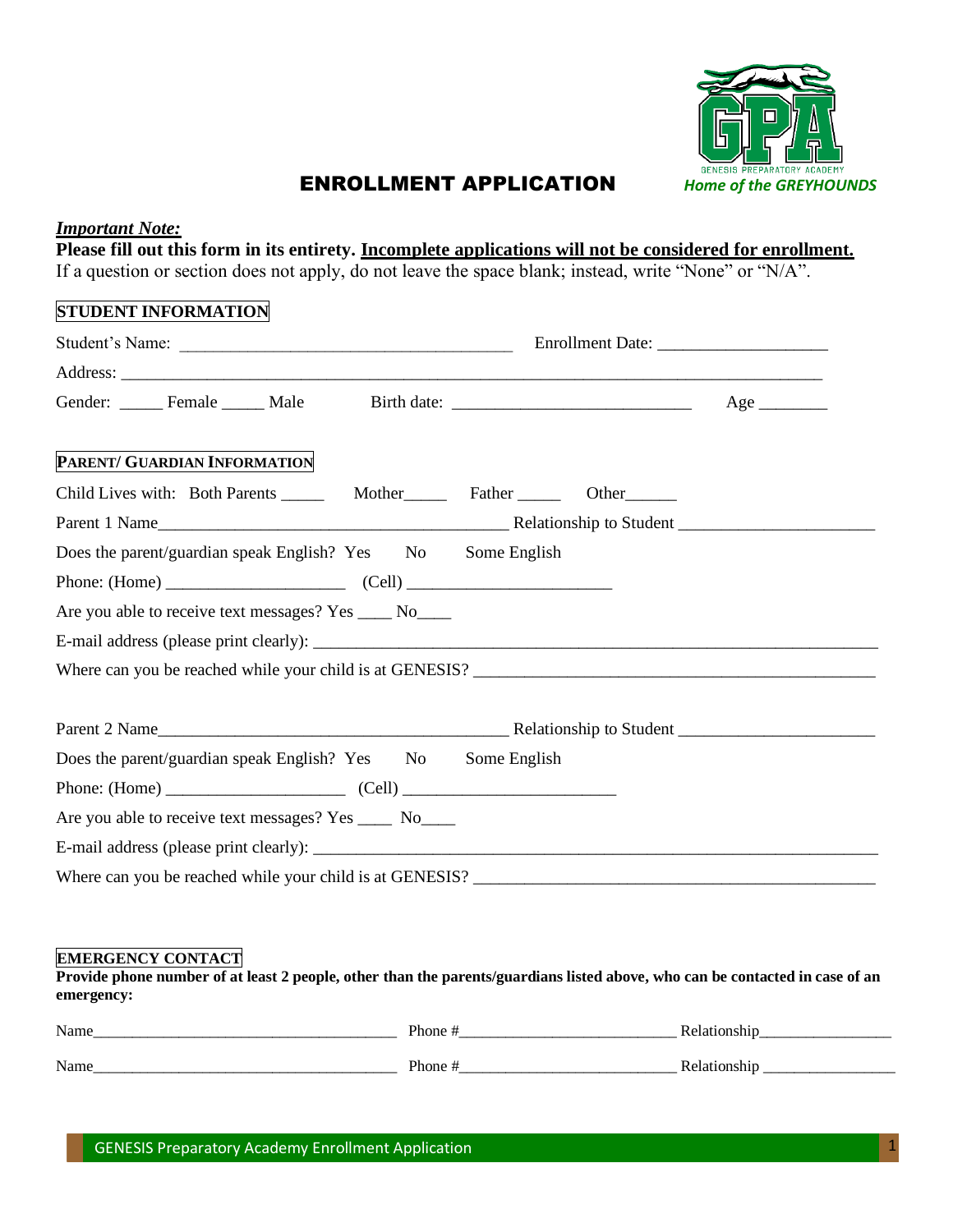GENESIS PREPARATORY ACADEMY
*Home of the GREYHOUNDS*

# ENROLLMENT APPLICATION

***Important Note:***

**Please fill out this form in its entirety. <u>Incomplete applications will not be considered for enrollment.</u>**
If a question or section does not apply, do not leave the space blank; instead, write "None" or "N/A".

## STUDENT INFORMATION

Student's Name: ______________________________________ Enrollment Date: ___________________

Address: ________________________________________________________________________________

Gender: _____ Female _____ Male Birth date: ___________________________ Age ________

## PARENT/ GUARDIAN INFORMATION

Child Lives with: Both Parents _____ Mother_____ Father _____ Other______

Parent 1 Name________________________________________ Relationship to Student ______________________

Does the parent/guardian speak English? Yes No Some English

Phone: (Home) _____________________ (Cell) _______________________

Are you able to receive text messages? Yes ____ No____

E-mail address (please print clearly): _________________________________________________________________

Where can you be reached while your child is at GENESIS? _____________________________________________

Parent 2 Name________________________________________ Relationship to Student ______________________

Does the parent/guardian speak English? Yes No Some English

Phone: (Home) _____________________ (Cell) ________________________

Are you able to receive text messages? Yes ____ No____

E-mail address (please print clearly): _________________________________________________________________

Where can you be reached while your child is at GENESIS? _____________________________________________

## EMERGENCY CONTACT

**Provide phone number of at least 2 people, other than the parents/guardians listed above, who can be contacted in case of an emergency:**

Name_____________________________________ Phone #__________________________ Relationship________________

Name_____________________________________ Phone #__________________________ Relationship ________________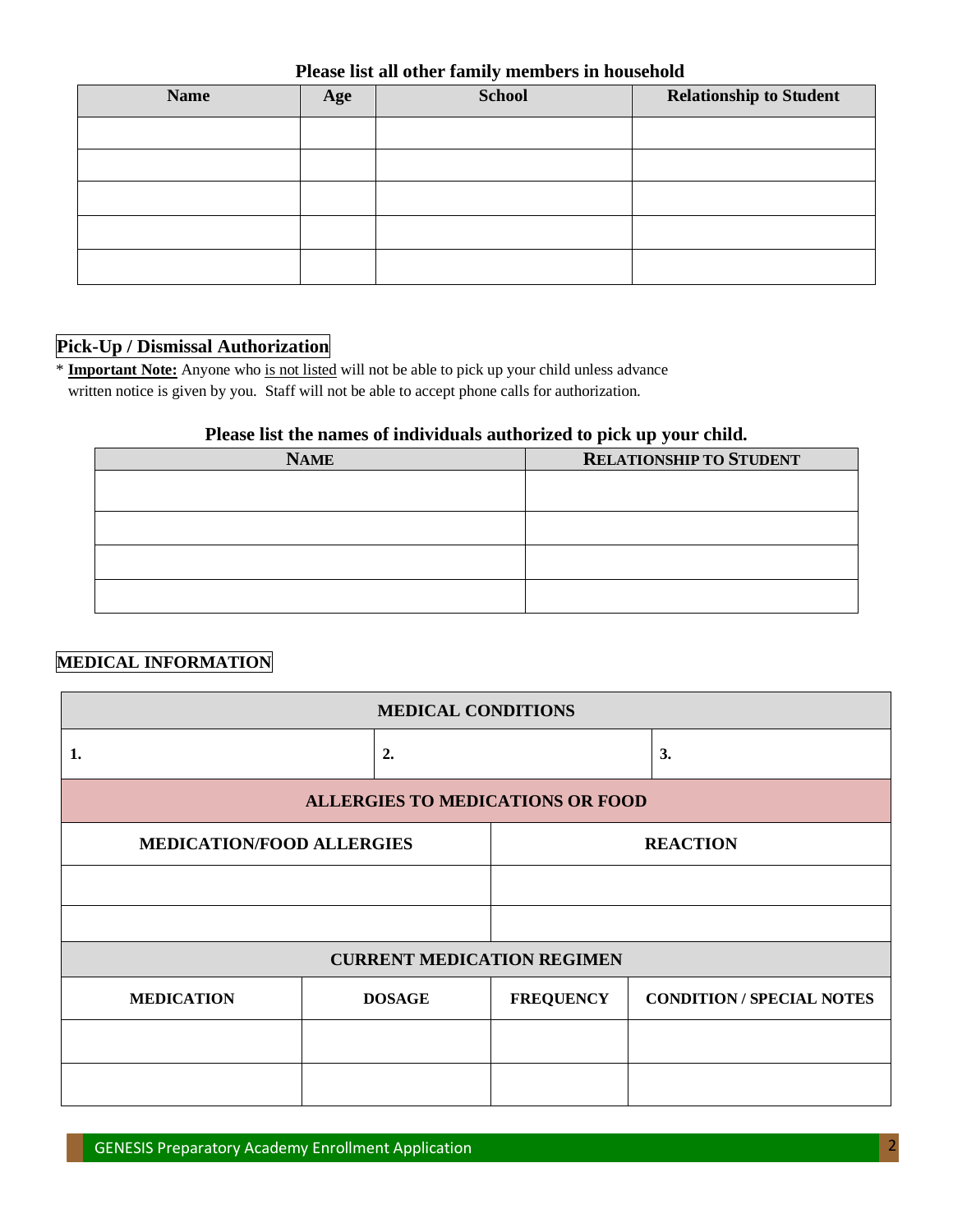### Please list all other family members in household

| Name | Age | School | Relationship to Student |
|---|---|---|---|
| | | | |
| | | | |
| | | | |
| | | | |
| | | | |

## Pick-Up / Dismissal Authorization

* **Important Note:** Anyone who is not listed will not be able to pick up your child unless advance written notice is given by you. Staff will not be able to accept phone calls for authorization.

### Please list the names of individuals authorized to pick up your child.

| NAME | RELATIONSHIP TO STUDENT |
|---|---|
| | |
| | |
| | |
| | |

## MEDICAL INFORMATION

| MEDICAL CONDITIONS | | |
|---|---|---|
| **1.** | **2.** | **3.** |

| ALLERGIES TO MEDICATIONS OR FOOD | |
|---|---|
| **MEDICATION/FOOD ALLERGIES** | **REACTION** |
| | |
| | |

| CURRENT MEDICATION REGIMEN | | | |
|---|---|---|---|
| **MEDICATION** | **DOSAGE** | **FREQUENCY** | **CONDITION / SPECIAL NOTES** |
| | | | |
| | | | |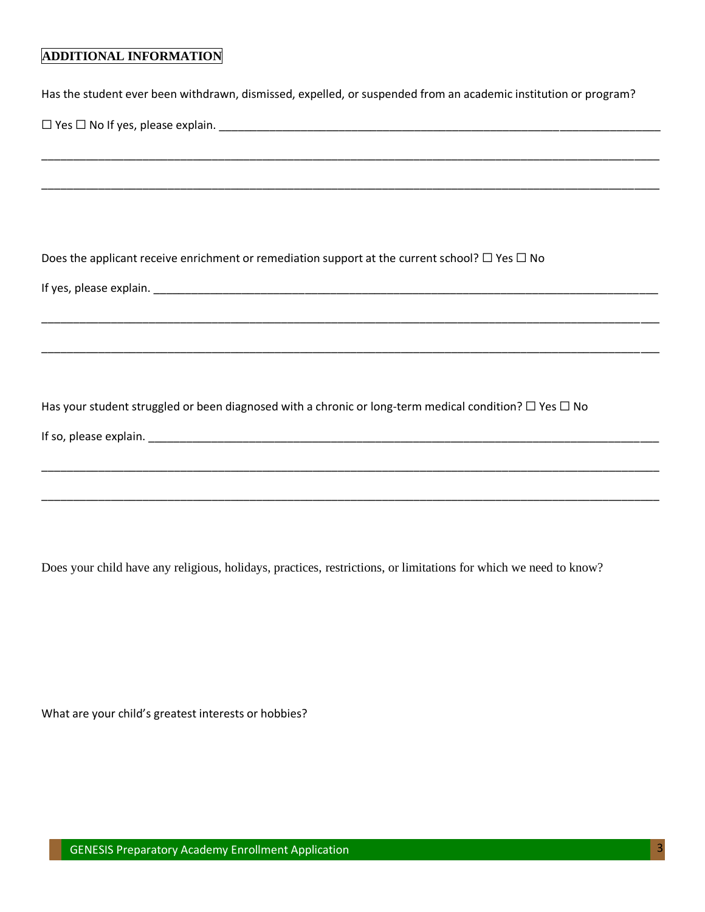## ADDITIONAL INFORMATION

Has the student ever been withdrawn, dismissed, expelled, or suspended from an academic institution or program?

☐ Yes ☐ No If yes, please explain. ___________________________________________________________________________

______________________________________________________________________________________________________

______________________________________________________________________________________________________

Does the applicant receive enrichment or remediation support at the current school? ☐ Yes ☐ No

If yes, please explain. ________________________________________________________________________________

______________________________________________________________________________________________________

______________________________________________________________________________________________________

Has your student struggled or been diagnosed with a chronic or long-term medical condition? ☐ Yes ☐ No

If so, please explain. _________________________________________________________________________________

______________________________________________________________________________________________________

______________________________________________________________________________________________________

Does your child have any religious, holidays, practices, restrictions, or limitations for which we need to know?

What are your child's greatest interests or hobbies?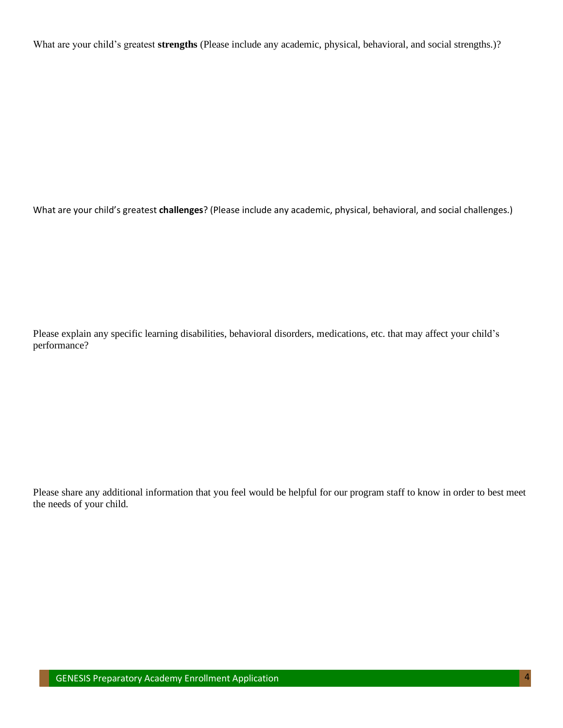What are your child's greatest **strengths** (Please include any academic, physical, behavioral, and social strengths.)?

What are your child's greatest **challenges**? (Please include any academic, physical, behavioral, and social challenges.)

Please explain any specific learning disabilities, behavioral disorders, medications, etc. that may affect your child's performance?

Please share any additional information that you feel would be helpful for our program staff to know in order to best meet the needs of your child.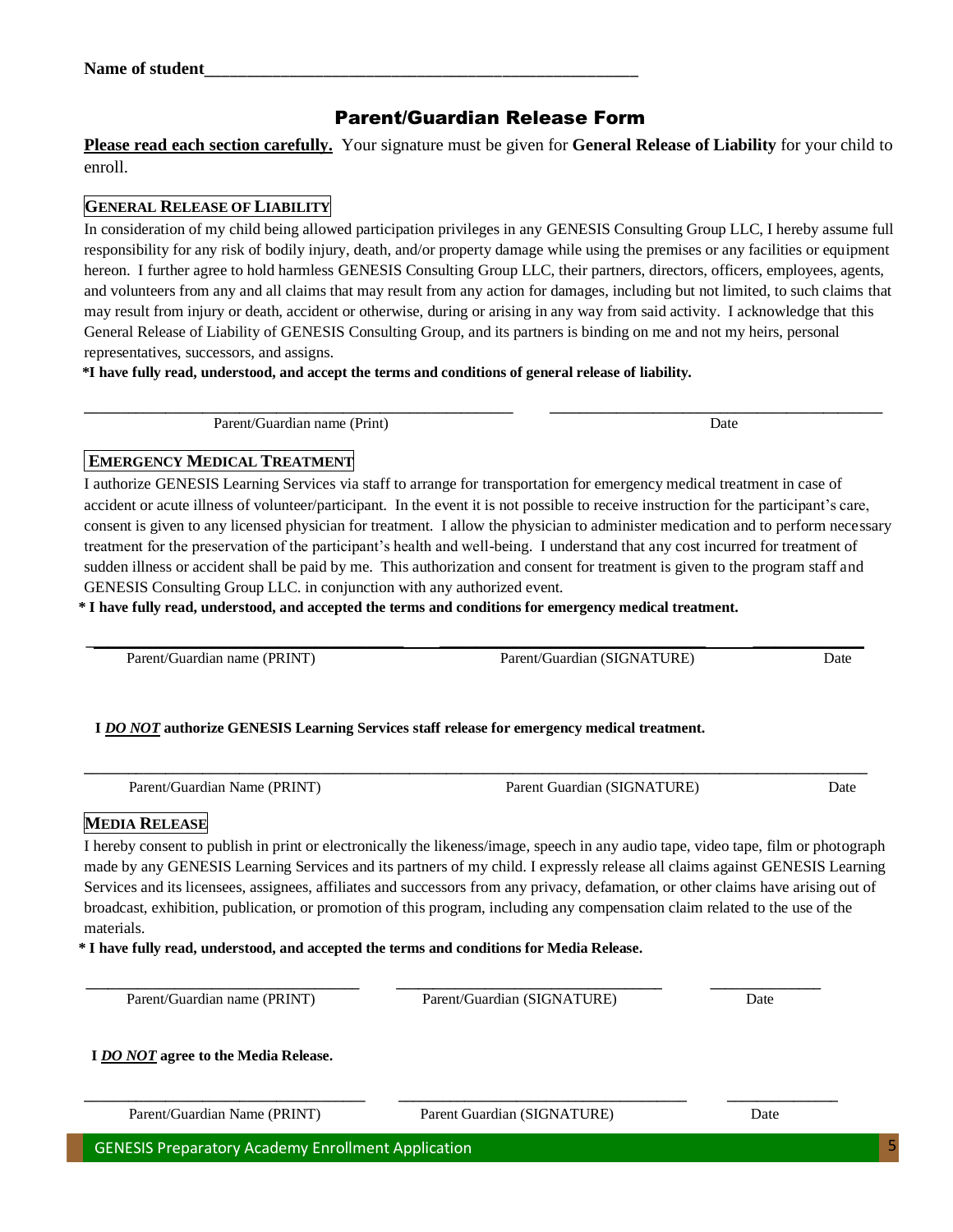**Name of student**\_\_\_\_\_\_\_\_\_\_\_\_\_\_\_\_\_\_\_\_\_\_\_\_\_\_\_\_\_\_\_\_\_\_\_\_\_\_\_\_\_\_\_\_\_\_\_\_\_\_

# Parent/Guardian Release Form

**Please read each section carefully.** Your signature must be given for **General Release of Liability** for your child to enroll.

## GENERAL RELEASE OF LIABILITY

In consideration of my child being allowed participation privileges in any GENESIS Consulting Group LLC, I hereby assume full responsibility for any risk of bodily injury, death, and/or property damage while using the premises or any facilities or equipment hereon. I further agree to hold harmless GENESIS Consulting Group LLC, their partners, directors, officers, employees, agents, and volunteers from any and all claims that may result from any action for damages, including but not limited, to such claims that may result from injury or death, accident or otherwise, during or arising in any way from said activity. I acknowledge that this General Release of Liability of GENESIS Consulting Group, and its partners is binding on me and not my heirs, personal representatives, successors, and assigns.

**\*I have fully read, understood, and accept the terms and conditions of general release of liability.**

\_\_\_\_\_\_\_\_\_\_\_\_\_\_\_\_\_\_\_\_\_\_\_\_\_\_\_\_\_\_\_\_\_\_\_\_ \_\_\_\_\_\_\_\_\_\_\_\_\_\_\_\_\_\_\_\_\_\_\_\_\_\_\_\_\_\_
Parent/Guardian name (Print) Date

## EMERGENCY MEDICAL TREATMENT

I authorize GENESIS Learning Services via staff to arrange for transportation for emergency medical treatment in case of accident or acute illness of volunteer/participant. In the event it is not possible to receive instruction for the participant's care, consent is given to any licensed physician for treatment. I allow the physician to administer medication and to perform necessary treatment for the preservation of the participant's health and well-being. I understand that any cost incurred for treatment of sudden illness or accident shall be paid by me. This authorization and consent for treatment is given to the program staff and GENESIS Consulting Group LLC. in conjunction with any authorized event.

**\* I have fully read, understood, and accepted the terms and conditions for emergency medical treatment.**

\_\_\_\_\_\_\_\_\_\_\_\_\_\_\_\_\_\_\_\_\_\_\_\_\_\_ \_\_\_\_\_\_\_\_\_\_\_\_\_\_\_\_\_\_\_\_\_\_\_\_\_\_ \_\_\_\_\_\_\_\_\_\_
Parent/Guardian name (PRINT) Parent/Guardian (SIGNATURE) Date

**I *DO NOT* authorize GENESIS Learning Services staff release for emergency medical treatment.**

\_\_\_\_\_\_\_\_\_\_\_\_\_\_\_\_\_\_\_\_\_\_\_\_\_\_ \_\_\_\_\_\_\_\_\_\_\_\_\_\_\_\_\_\_\_\_\_\_\_\_\_\_ \_\_\_\_\_\_\_\_\_\_
Parent/Guardian Name (PRINT) Parent Guardian (SIGNATURE) Date

## MEDIA RELEASE

I hereby consent to publish in print or electronically the likeness/image, speech in any audio tape, video tape, film or photograph made by any GENESIS Learning Services and its partners of my child. I expressly release all claims against GENESIS Learning Services and its licensees, assignees, affiliates and successors from any privacy, defamation, or other claims have arising out of broadcast, exhibition, publication, or promotion of this program, including any compensation claim related to the use of the materials.

**\* I have fully read, understood, and accepted the terms and conditions for Media Release.**

\_\_\_\_\_\_\_\_\_\_\_\_\_\_\_\_\_\_\_\_\_\_\_\_\_\_ \_\_\_\_\_\_\_\_\_\_\_\_\_\_\_\_\_\_\_\_\_\_\_\_\_\_ \_\_\_\_\_\_\_\_\_\_
Parent/Guardian name (PRINT) Parent/Guardian (SIGNATURE) Date

**I *DO NOT* agree to the Media Release.**

\_\_\_\_\_\_\_\_\_\_\_\_\_\_\_\_\_\_\_\_\_\_\_\_\_\_ \_\_\_\_\_\_\_\_\_\_\_\_\_\_\_\_\_\_\_\_\_\_\_\_\_\_ \_\_\_\_\_\_\_\_\_\_
Parent/Guardian Name (PRINT) Parent Guardian (SIGNATURE) Date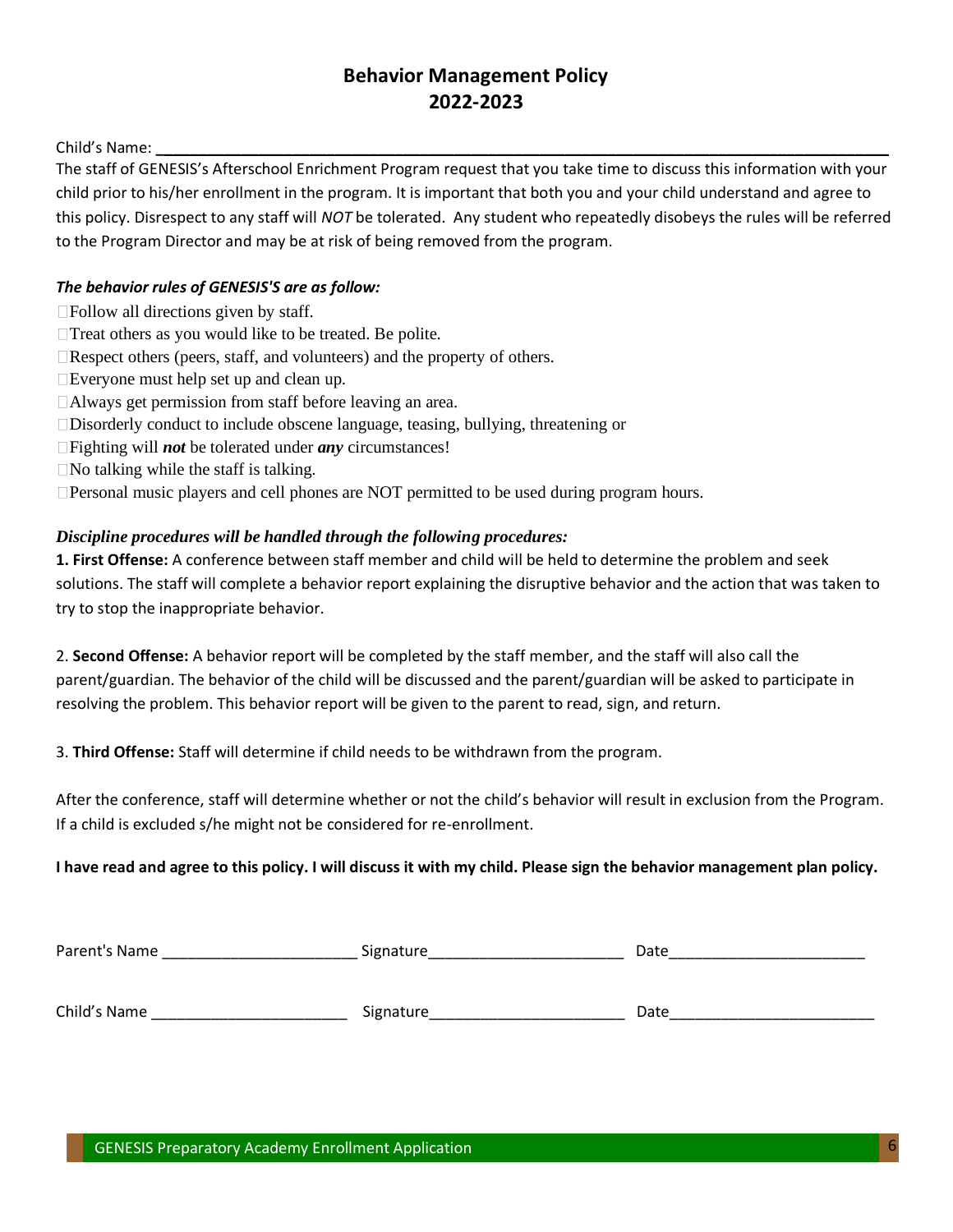# Behavior Management Policy
# 2022-2023

Child's Name: ___________________________________________________________________________

The staff of GENESIS's Afterschool Enrichment Program request that you take time to discuss this information with your child prior to his/her enrollment in the program. It is important that both you and your child understand and agree to this policy. Disrespect to any staff will *NOT* be tolerated. Any student who repeatedly disobeys the rules will be referred to the Program Director and may be at risk of being removed from the program.

***The behavior rules of GENESIS'S are as follow:***

- Follow all directions given by staff.
- Treat others as you would like to be treated. Be polite.
- Respect others (peers, staff, and volunteers) and the property of others.
- Everyone must help set up and clean up.
- Always get permission from staff before leaving an area.
- Disorderly conduct to include obscene language, teasing, bullying, threatening or
- Fighting will ***not*** be tolerated under ***any*** circumstances!
- No talking while the staff is talking.
- Personal music players and cell phones are NOT permitted to be used during program hours.

***Discipline procedures will be handled through the following procedures:***

**1. First Offense:** A conference between staff member and child will be held to determine the problem and seek solutions. The staff will complete a behavior report explaining the disruptive behavior and the action that was taken to try to stop the inappropriate behavior.

2. **Second Offense:** A behavior report will be completed by the staff member, and the staff will also call the parent/guardian. The behavior of the child will be discussed and the parent/guardian will be asked to participate in resolving the problem. This behavior report will be given to the parent to read, sign, and return.

3. **Third Offense:** Staff will determine if child needs to be withdrawn from the program.

After the conference, staff will determine whether or not the child's behavior will result in exclusion from the Program. If a child is excluded s/he might not be considered for re-enrollment.

**I have read and agree to this policy. I will discuss it with my child. Please sign the behavior management plan policy.**

Parent's Name ______________________ Signature______________________ Date______________________

Child's Name ______________________ Signature______________________ Date______________________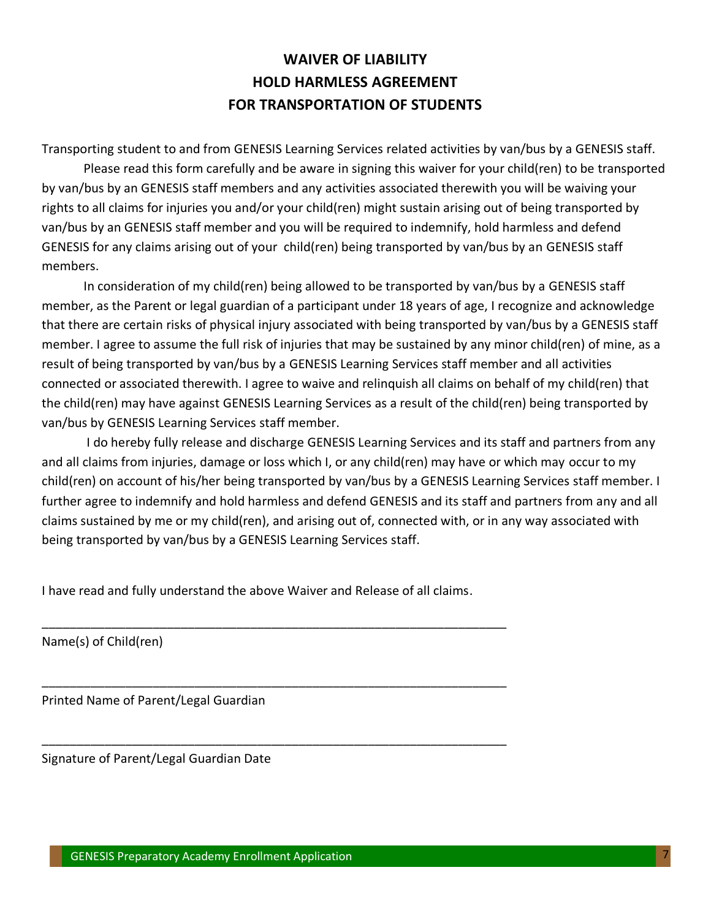# WAIVER OF LIABILITY
# HOLD HARMLESS AGREEMENT
# FOR TRANSPORTATION OF STUDENTS

Transporting student to and from GENESIS Learning Services related activities by van/bus by a GENESIS staff.

Please read this form carefully and be aware in signing this waiver for your child(ren) to be transported by van/bus by an GENESIS staff members and any activities associated therewith you will be waiving your rights to all claims for injuries you and/or your child(ren) might sustain arising out of being transported by van/bus by an GENESIS staff member and you will be required to indemnify, hold harmless and defend GENESIS for any claims arising out of your child(ren) being transported by van/bus by an GENESIS staff members.

In consideration of my child(ren) being allowed to be transported by van/bus by a GENESIS staff member, as the Parent or legal guardian of a participant under 18 years of age, I recognize and acknowledge that there are certain risks of physical injury associated with being transported by van/bus by a GENESIS staff member. I agree to assume the full risk of injuries that may be sustained by any minor child(ren) of mine, as a result of being transported by van/bus by a GENESIS Learning Services staff member and all activities connected or associated therewith. I agree to waive and relinquish all claims on behalf of my child(ren) that the child(ren) may have against GENESIS Learning Services as a result of the child(ren) being transported by van/bus by GENESIS Learning Services staff member.

I do hereby fully release and discharge GENESIS Learning Services and its staff and partners from any and all claims from injuries, damage or loss which I, or any child(ren) may have or which may occur to my child(ren) on account of his/her being transported by van/bus by a GENESIS Learning Services staff member. I further agree to indemnify and hold harmless and defend GENESIS and its staff and partners from any and all claims sustained by me or my child(ren), and arising out of, connected with, or in any way associated with being transported by van/bus by a GENESIS Learning Services staff.

I have read and fully understand the above Waiver and Release of all claims.

_____________________________________________________________________

Name(s) of Child(ren)

_____________________________________________________________________

Printed Name of Parent/Legal Guardian

_____________________________________________________________________

Signature of Parent/Legal Guardian Date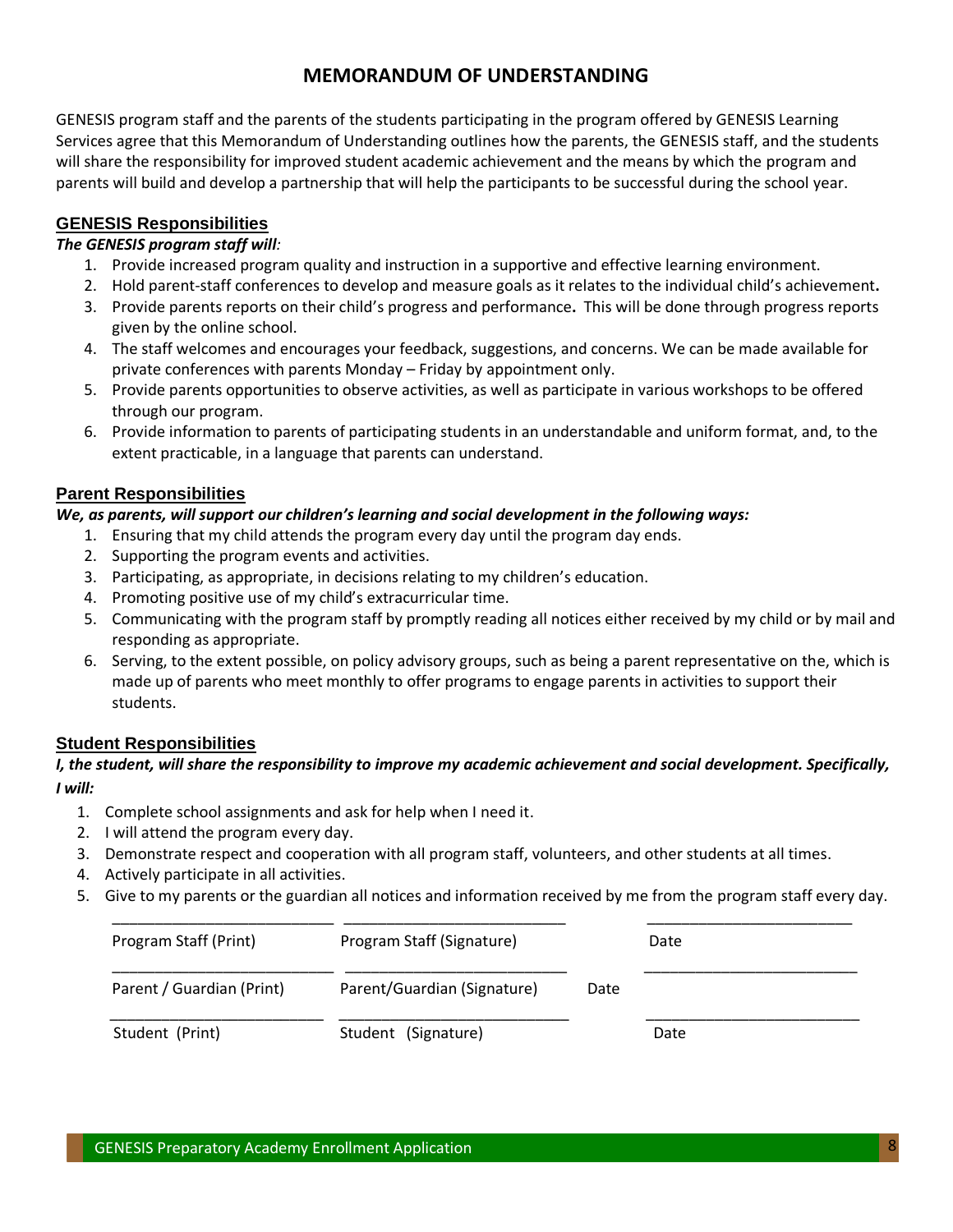# MEMORANDUM OF UNDERSTANDING

GENESIS program staff and the parents of the students participating in the program offered by GENESIS Learning Services agree that this Memorandum of Understanding outlines how the parents, the GENESIS staff, and the students will share the responsibility for improved student academic achievement and the means by which the program and parents will build and develop a partnership that will help the participants to be successful during the school year.

## GENESIS Responsibilities

***The GENESIS program staff will:***

1. Provide increased program quality and instruction in a supportive and effective learning environment.
2. Hold parent-staff conferences to develop and measure goals as it relates to the individual child's achievement**.**
3. Provide parents reports on their child's progress and performance**.** This will be done through progress reports given by the online school.
4. The staff welcomes and encourages your feedback, suggestions, and concerns. We can be made available for private conferences with parents Monday – Friday by appointment only.
5. Provide parents opportunities to observe activities, as well as participate in various workshops to be offered through our program.
6. Provide information to parents of participating students in an understandable and uniform format, and, to the extent practicable, in a language that parents can understand.

## Parent Responsibilities

***We, as parents, will support our children's learning and social development in the following ways:***

1. Ensuring that my child attends the program every day until the program day ends.
2. Supporting the program events and activities.
3. Participating, as appropriate, in decisions relating to my children's education.
4. Promoting positive use of my child's extracurricular time.
5. Communicating with the program staff by promptly reading all notices either received by my child or by mail and responding as appropriate.
6. Serving, to the extent possible, on policy advisory groups, such as being a parent representative on the, which is made up of parents who meet monthly to offer programs to engage parents in activities to support their students.

## Student Responsibilities

***I, the student, will share the responsibility to improve my academic achievement and social development. Specifically, I will:***

1. Complete school assignments and ask for help when I need it.
2. I will attend the program every day.
3. Demonstrate respect and cooperation with all program staff, volunteers, and other students at all times.
4. Actively participate in all activities.
5. Give to my parents or the guardian all notices and information received by me from the program staff every day.

\_\_\_\_\_\_\_\_\_\_\_\_\_\_\_\_\_\_\_\_\_\_\_\_\_\_ \_\_\_\_\_\_\_\_\_\_\_\_\_\_\_\_\_\_\_\_\_\_\_\_\_\_ \_\_\_\_\_\_\_\_\_\_\_\_\_\_\_\_\_\_\_\_\_\_\_\_

Program Staff (Print) Program Staff (Signature) Date

\_\_\_\_\_\_\_\_\_\_\_\_\_\_\_\_\_\_\_\_\_\_\_\_\_\_ \_\_\_\_\_\_\_\_\_\_\_\_\_\_\_\_\_\_\_\_\_\_\_\_\_\_ \_\_\_\_\_\_\_\_\_\_\_\_\_\_\_\_\_\_\_\_\_\_\_\_

Parent / Guardian (Print) Parent/Guardian (Signature) Date

\_\_\_\_\_\_\_\_\_\_\_\_\_\_\_\_\_\_\_\_\_\_\_\_\_\_ \_\_\_\_\_\_\_\_\_\_\_\_\_\_\_\_\_\_\_\_\_\_\_\_\_\_ \_\_\_\_\_\_\_\_\_\_\_\_\_\_\_\_\_\_\_\_\_\_\_\_

Student (Print) Student (Signature) Date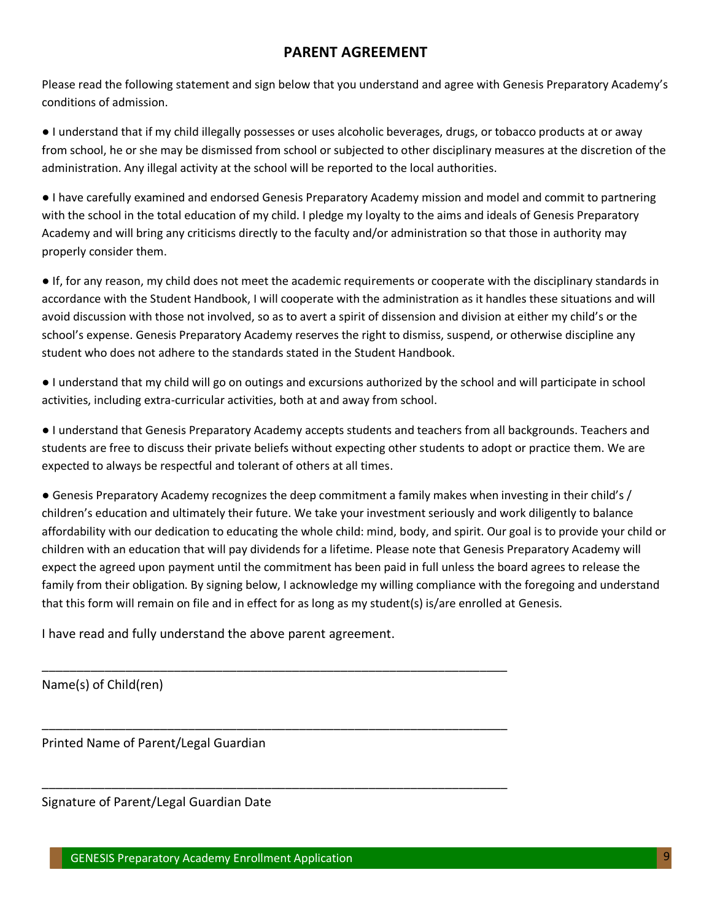## PARENT AGREEMENT

Please read the following statement and sign below that you understand and agree with Genesis Preparatory Academy's conditions of admission.

● I understand that if my child illegally possesses or uses alcoholic beverages, drugs, or tobacco products at or away from school, he or she may be dismissed from school or subjected to other disciplinary measures at the discretion of the administration. Any illegal activity at the school will be reported to the local authorities.

● I have carefully examined and endorsed Genesis Preparatory Academy mission and model and commit to partnering with the school in the total education of my child. I pledge my loyalty to the aims and ideals of Genesis Preparatory Academy and will bring any criticisms directly to the faculty and/or administration so that those in authority may properly consider them.

● If, for any reason, my child does not meet the academic requirements or cooperate with the disciplinary standards in accordance with the Student Handbook, I will cooperate with the administration as it handles these situations and will avoid discussion with those not involved, so as to avert a spirit of dissension and division at either my child's or the school's expense. Genesis Preparatory Academy reserves the right to dismiss, suspend, or otherwise discipline any student who does not adhere to the standards stated in the Student Handbook.

● I understand that my child will go on outings and excursions authorized by the school and will participate in school activities, including extra-curricular activities, both at and away from school.

● I understand that Genesis Preparatory Academy accepts students and teachers from all backgrounds. Teachers and students are free to discuss their private beliefs without expecting other students to adopt or practice them. We are expected to always be respectful and tolerant of others at all times.

● Genesis Preparatory Academy recognizes the deep commitment a family makes when investing in their child's / children's education and ultimately their future. We take your investment seriously and work diligently to balance affordability with our dedication to educating the whole child: mind, body, and spirit. Our goal is to provide your child or children with an education that will pay dividends for a lifetime. Please note that Genesis Preparatory Academy will expect the agreed upon payment until the commitment has been paid in full unless the board agrees to release the family from their obligation. By signing below, I acknowledge my willing compliance with the foregoing and understand that this form will remain on file and in effect for as long as my student(s) is/are enrolled at Genesis.

I have read and fully understand the above parent agreement.

_______________________________________________________________________

Name(s) of Child(ren)

_______________________________________________________________________

Printed Name of Parent/Legal Guardian

_______________________________________________________________________

Signature of Parent/Legal Guardian Date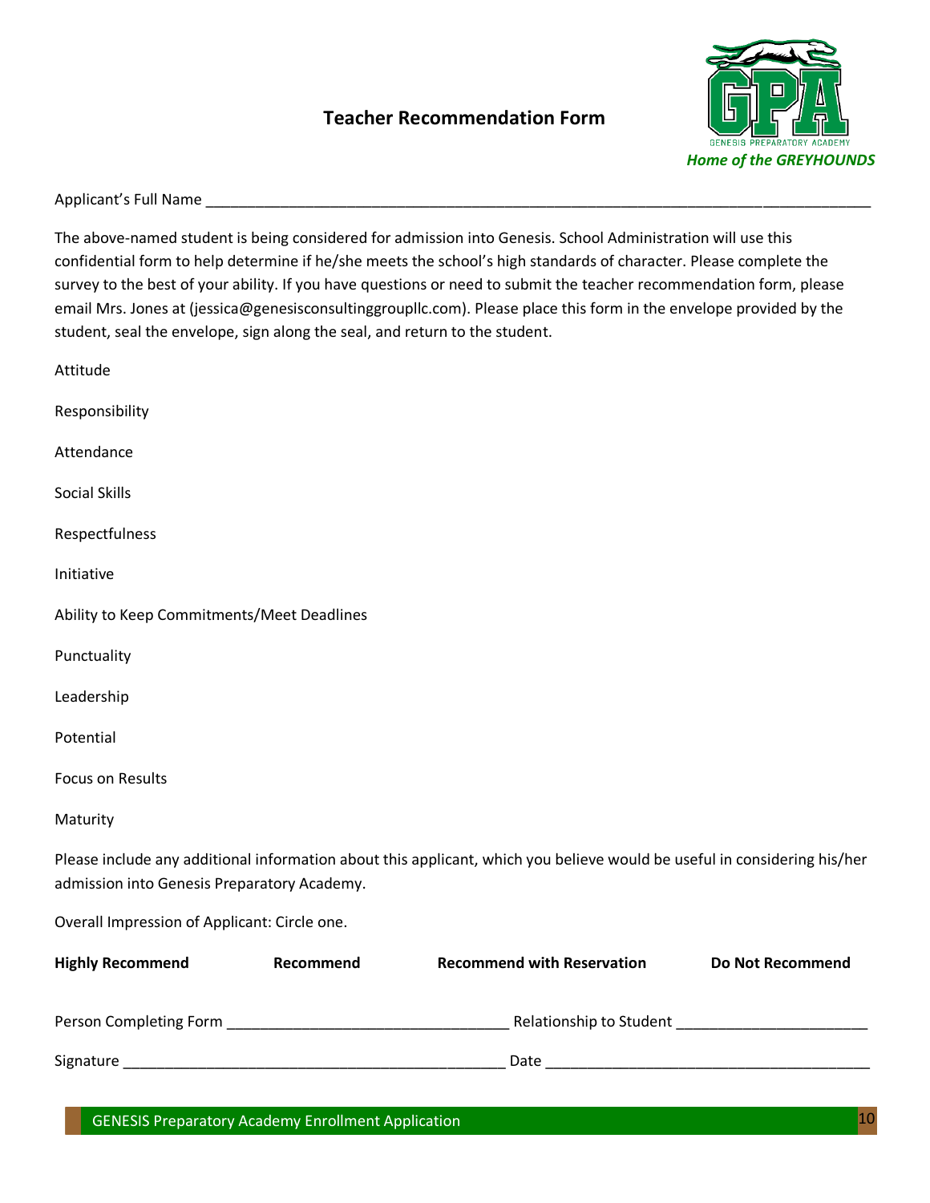# Teacher Recommendation Form

*Home of the GREYHOUNDS*

Applicant's Full Name ____________________________________________________________________________

The above-named student is being considered for admission into Genesis. School Administration will use this confidential form to help determine if he/she meets the school's high standards of character. Please complete the survey to the best of your ability. If you have questions or need to submit the teacher recommendation form, please email Mrs. Jones at (jessica@genesisconsultinggroupllc.com). Please place this form in the envelope provided by the student, seal the envelope, sign along the seal, and return to the student.

Attitude

Responsibility

Attendance

Social Skills

Respectfulness

Initiative

Ability to Keep Commitments/Meet Deadlines

Punctuality

Leadership

Potential

Focus on Results

Maturity

Please include any additional information about this applicant, which you believe would be useful in considering his/her admission into Genesis Preparatory Academy.

Overall Impression of Applicant: Circle one.

**Highly Recommend** **Recommend** **Recommend with Reservation** **Do Not Recommend**

Person Completing Form _________________________________ Relationship to Student ______________________

Signature _____________________________________________ Date _______________________________________